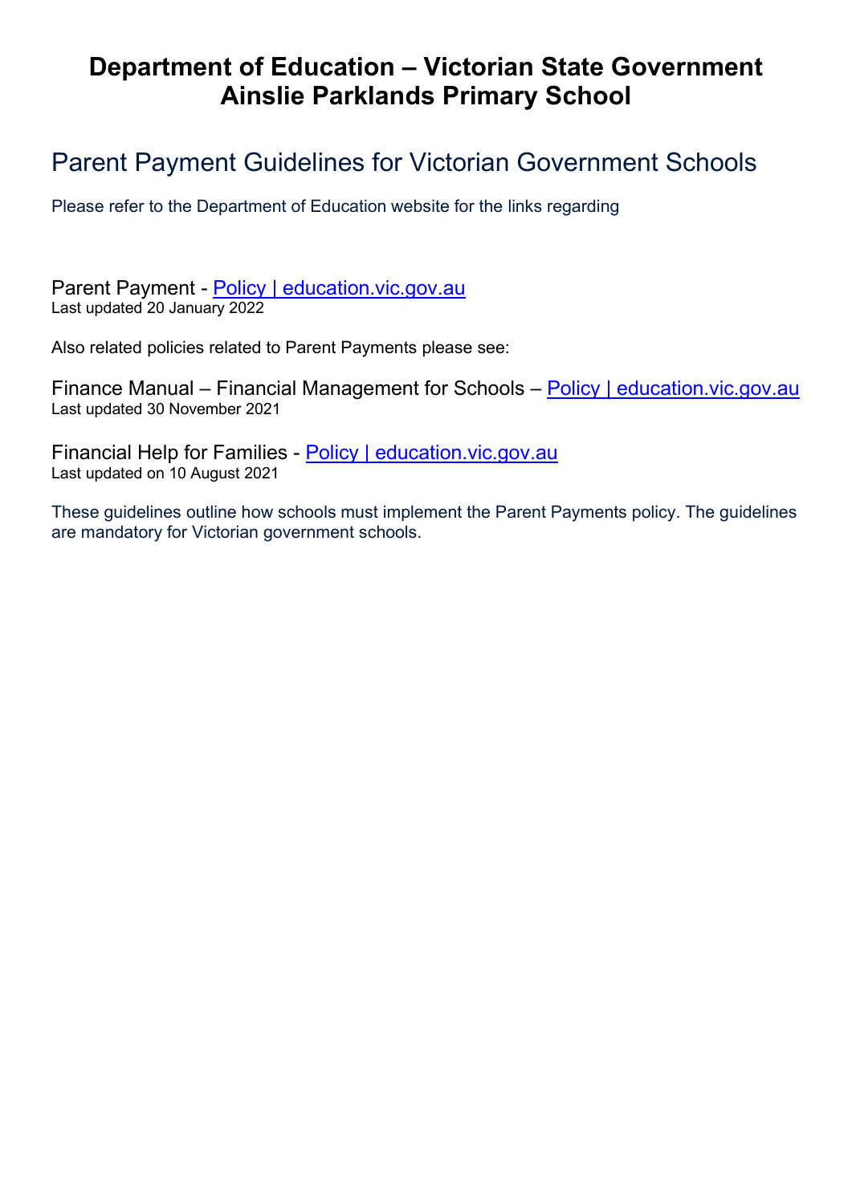# Department of Education – Victorian State Government
# Ainslie Parklands Primary School

## Parent Payment Guidelines for Victorian Government Schools

Please refer to the Department of Education website for the links regarding

Parent Payment - [Policy | education.vic.gov.au]
Last updated 20 January 2022

Also related policies related to Parent Payments please see:

Finance Manual – Financial Management for Schools – [Policy | education.vic.gov.au]
Last updated 30 November 2021

Financial Help for Families - [Policy | education.vic.gov.au]
Last updated on 10 August 2021

These guidelines outline how schools must implement the Parent Payments policy. The guidelines are mandatory for Victorian government schools.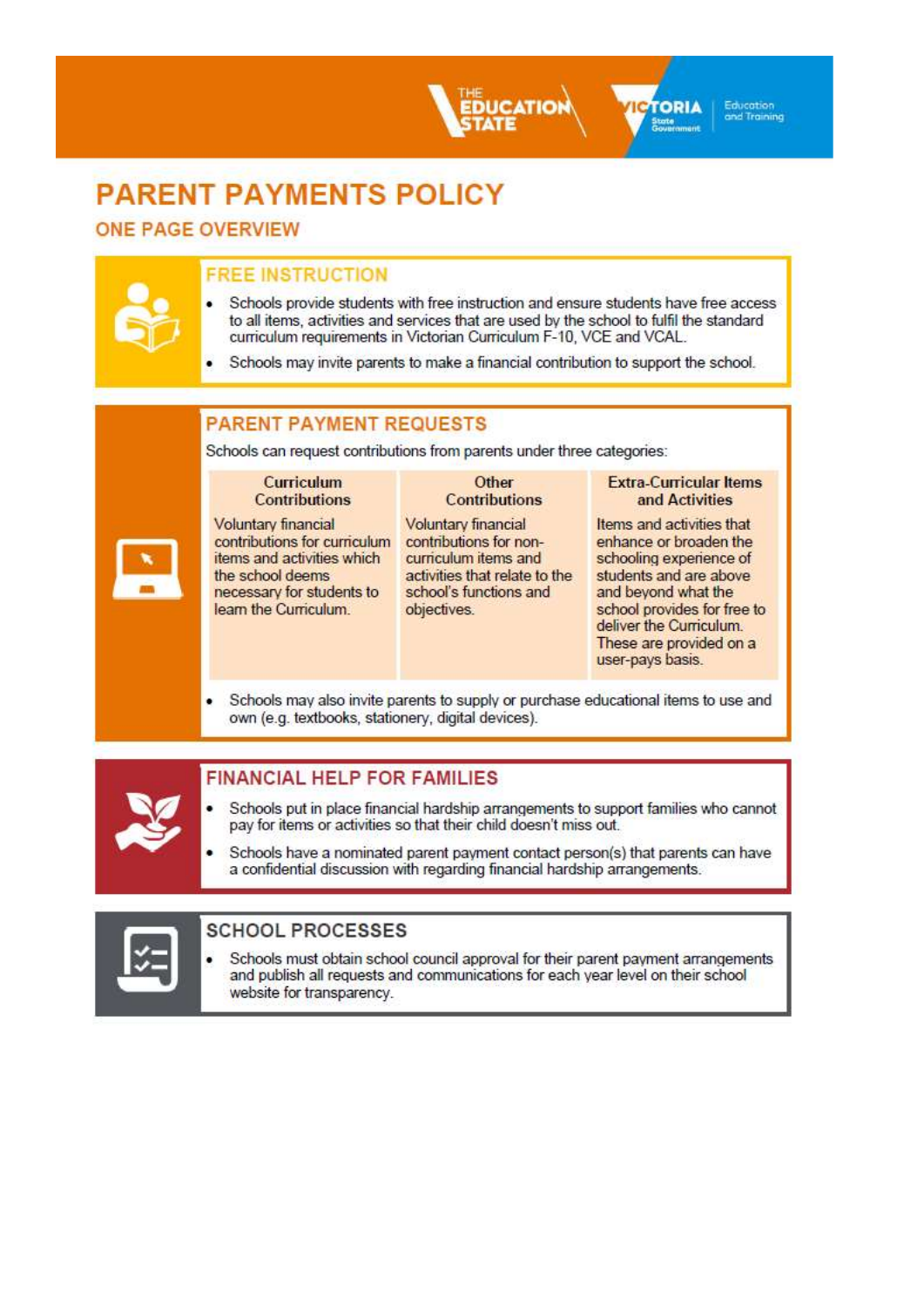# PARENT PAYMENTS POLICY

## ONE PAGE OVERVIEW

### FREE INSTRUCTION

- Schools provide students with free instruction and ensure students have free access to all items, activities and services that are used by the school to fulfil the standard curriculum requirements in Victorian Curriculum F-10, VCE and VCAL.
- Schools may invite parents to make a financial contribution to support the school.

### PARENT PAYMENT REQUESTS

Schools can request contributions from parents under three categories:

| Curriculum Contributions | Other Contributions | Extra-Curricular Items and Activities |
|---|---|---|
| Voluntary financial contributions for curriculum items and activities which the school deems necessary for students to learn the Curriculum. | Voluntary financial contributions for non-curriculum items and activities that relate to the school's functions and objectives. | Items and activities that enhance or broaden the schooling experience of students and are above and beyond what the school provides for free to deliver the Curriculum. These are provided on a user-pays basis. |

- Schools may also invite parents to supply or purchase educational items to use and own (e.g. textbooks, stationery, digital devices).

### FINANCIAL HELP FOR FAMILIES

- Schools put in place financial hardship arrangements to support families who cannot pay for items or activities so that their child doesn't miss out.
- Schools have a nominated parent payment contact person(s) that parents can have a confidential discussion with regarding financial hardship arrangements.

### SCHOOL PROCESSES

- Schools must obtain school council approval for their parent payment arrangements and publish all requests and communications for each year level on their school website for transparency.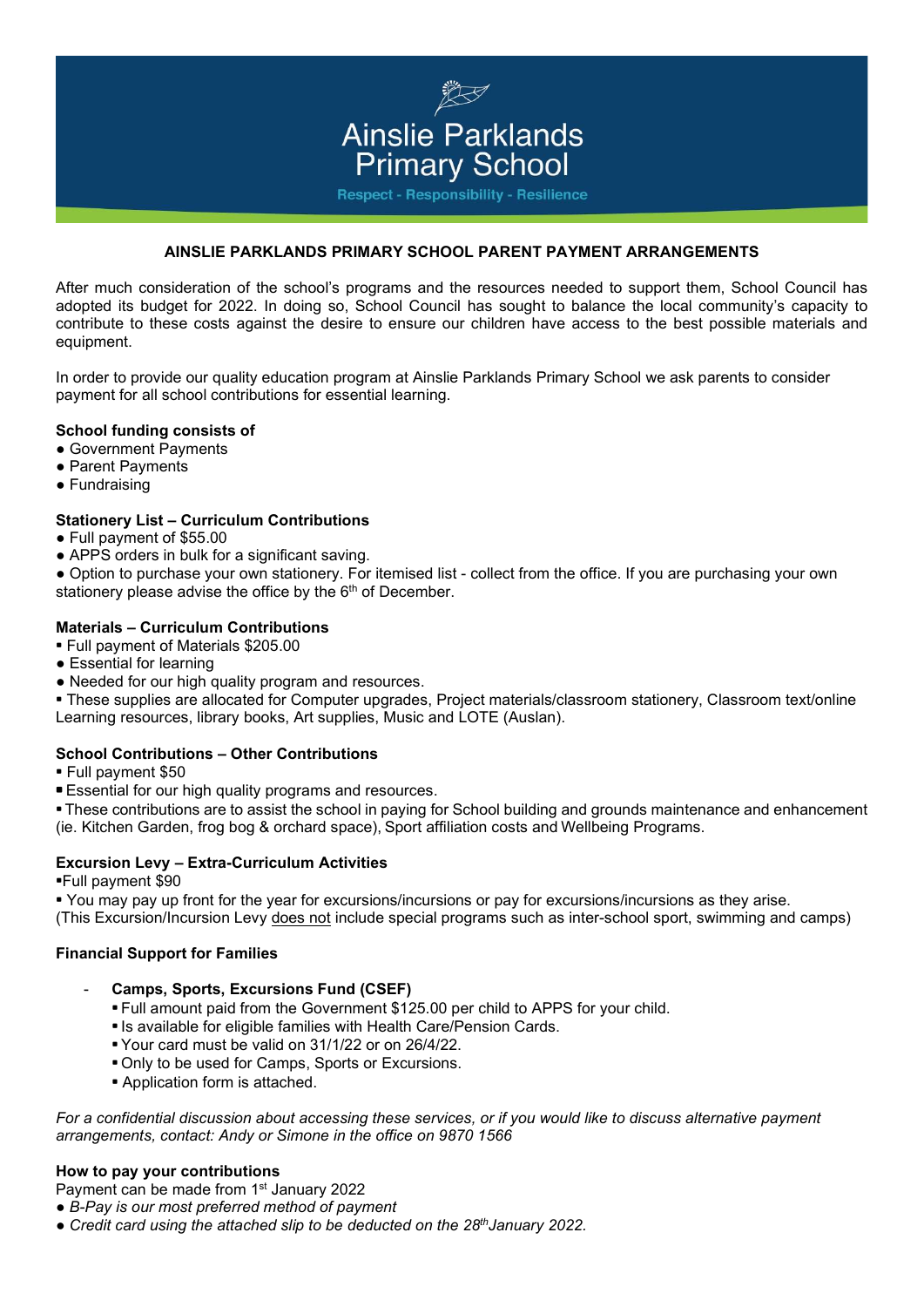# Ainslie Parklands Primary School

Respect - Responsibility - Resilience

## AINSLIE PARKLANDS PRIMARY SCHOOL PARENT PAYMENT ARRANGEMENTS

After much consideration of the school's programs and the resources needed to support them, School Council has adopted its budget for 2022. In doing so, School Council has sought to balance the local community's capacity to contribute to these costs against the desire to ensure our children have access to the best possible materials and equipment.

In order to provide our quality education program at Ainslie Parklands Primary School we ask parents to consider payment for all school contributions for essential learning.

**School funding consists of**

- Government Payments
- Parent Payments
- Fundraising

**Stationery List – Curriculum Contributions**

- Full payment of $55.00
- APPS orders in bulk for a significant saving.
- Option to purchase your own stationery. For itemised list - collect from the office. If you are purchasing your own stationery please advise the office by the 6th of December.

**Materials – Curriculum Contributions**

- Full payment of Materials $205.00
- Essential for learning
- Needed for our high quality program and resources.
- These supplies are allocated for Computer upgrades, Project materials/classroom stationery, Classroom text/online Learning resources, library books, Art supplies, Music and LOTE (Auslan).

**School Contributions – Other Contributions**

- Full payment $50
- Essential for our high quality programs and resources.
- These contributions are to assist the school in paying for School building and grounds maintenance and enhancement (ie. Kitchen Garden, frog bog & orchard space), Sport affiliation costs and Wellbeing Programs.

**Excursion Levy – Extra-Curriculum Activities**

- Full payment $90
- You may pay up front for the year for excursions/incursions or pay for excursions/incursions as they arise.

(This Excursion/Incursion Levy does not include special programs such as inter-school sport, swimming and camps)

**Financial Support for Families**

- **Camps, Sports, Excursions Fund (CSEF)**
  - Full amount paid from the Government $125.00 per child to APPS for your child.
  - Is available for eligible families with Health Care/Pension Cards.
  - Your card must be valid on 31/1/22 or on 26/4/22.
  - Only to be used for Camps, Sports or Excursions.
  - Application form is attached.

*For a confidential discussion about accessing these services, or if you would like to discuss alternative payment arrangements, contact: Andy or Simone in the office on 9870 1566*

**How to pay your contributions**

Payment can be made from 1st January 2022

- *B-Pay is our most preferred method of payment*
- *Credit card using the attached slip to be deducted on the 28th January 2022.*